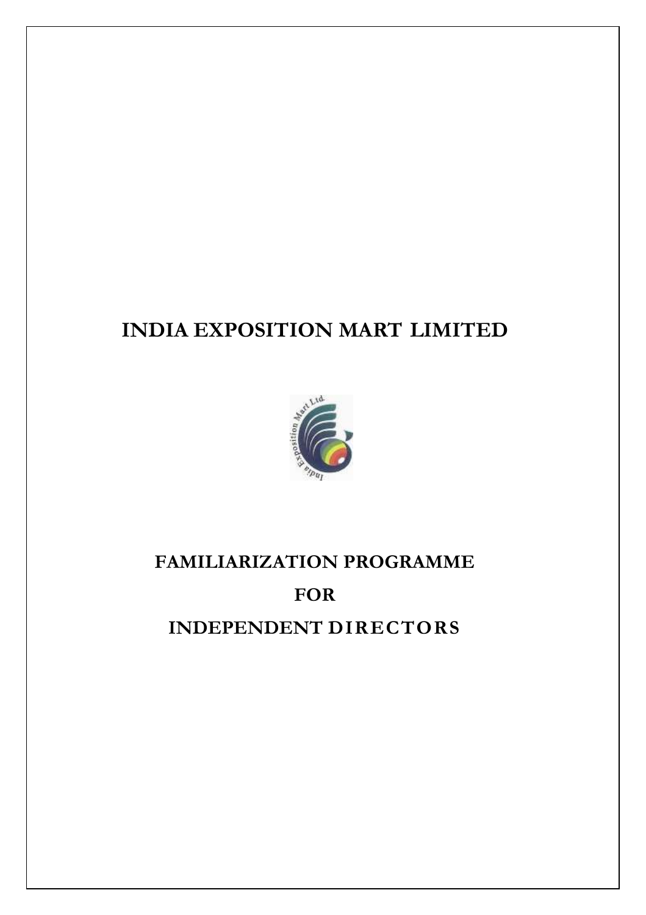# INDIA EXPOSITION MART LIMITED

## FAMILIARIZATION PROGRAMME

## FOR

## INDEPENDENT DIRECTORS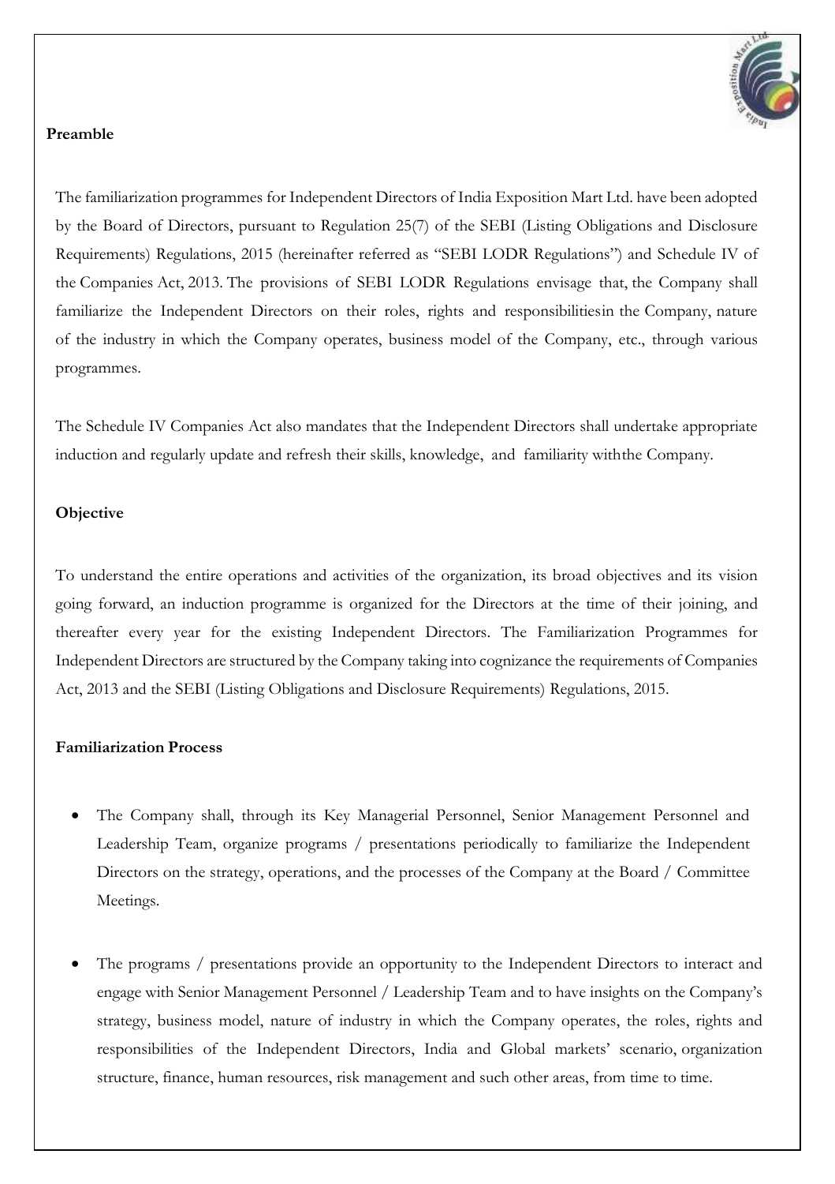**Preamble**

The familiarization programmes for Independent Directors of India Exposition Mart Ltd. have been adopted by the Board of Directors, pursuant to Regulation 25(7) of the SEBI (Listing Obligations and Disclosure Requirements) Regulations, 2015 (hereinafter referred as "SEBI LODR Regulations") and Schedule IV of the Companies Act, 2013. The provisions of SEBI LODR Regulations envisage that, the Company shall familiarize the Independent Directors on their roles, rights and responsibilitiesin the Company, nature of the industry in which the Company operates, business model of the Company, etc., through various programmes.

The Schedule IV Companies Act also mandates that the Independent Directors shall undertake appropriate induction and regularly update and refresh their skills, knowledge, and familiarity withthe Company.

**Objective**

To understand the entire operations and activities of the organization, its broad objectives and its vision going forward, an induction programme is organized for the Directors at the time of their joining, and thereafter every year for the existing Independent Directors. The Familiarization Programmes for Independent Directors are structured by the Company taking into cognizance the requirements of Companies Act, 2013 and the SEBI (Listing Obligations and Disclosure Requirements) Regulations, 2015.

**Familiarization Process**

- The Company shall, through its Key Managerial Personnel, Senior Management Personnel and Leadership Team, organize programs / presentations periodically to familiarize the Independent Directors on the strategy, operations, and the processes of the Company at the Board / Committee Meetings.

- The programs / presentations provide an opportunity to the Independent Directors to interact and engage with Senior Management Personnel / Leadership Team and to have insights on the Company's strategy, business model, nature of industry in which the Company operates, the roles, rights and responsibilities of the Independent Directors, India and Global markets' scenario, organization structure, finance, human resources, risk management and such other areas, from time to time.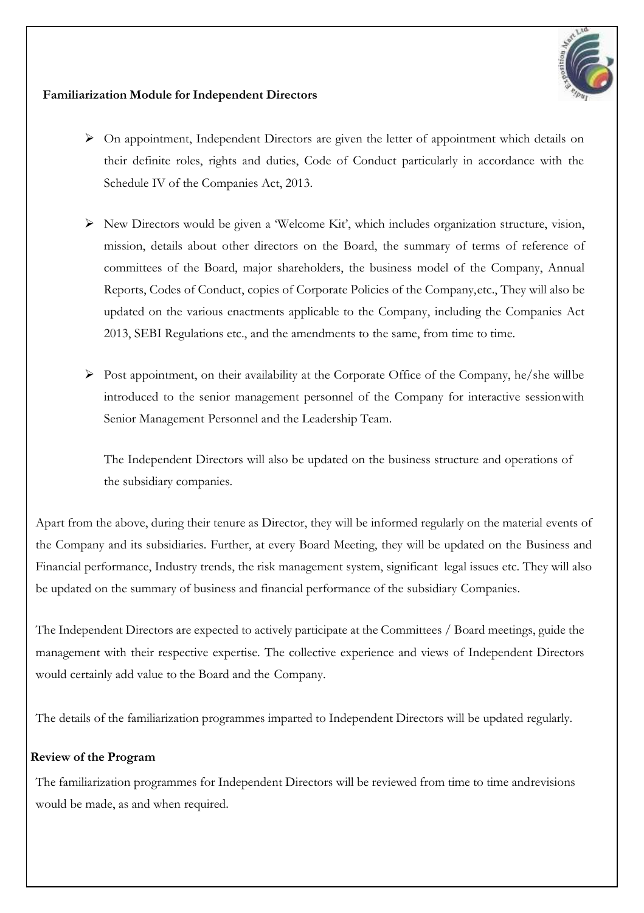**Familiarization Module for Independent Directors**

- On appointment, Independent Directors are given the letter of appointment which details on their definite roles, rights and duties, Code of Conduct particularly in accordance with the Schedule IV of the Companies Act, 2013.

- New Directors would be given a 'Welcome Kit', which includes organization structure, vision, mission, details about other directors on the Board, the summary of terms of reference of committees of the Board, major shareholders, the business model of the Company, Annual Reports, Codes of Conduct, copies of Corporate Policies of the Company,etc., They will also be updated on the various enactments applicable to the Company, including the Companies Act 2013, SEBI Regulations etc., and the amendments to the same, from time to time.

- Post appointment, on their availability at the Corporate Office of the Company, he/she willbe introduced to the senior management personnel of the Company for interactive sessionwith Senior Management Personnel and the Leadership Team.

  The Independent Directors will also be updated on the business structure and operations of the subsidiary companies.

Apart from the above, during their tenure as Director, they will be informed regularly on the material events of the Company and its subsidiaries. Further, at every Board Meeting, they will be updated on the Business and Financial performance, Industry trends, the risk management system, significant legal issues etc. They will also be updated on the summary of business and financial performance of the subsidiary Companies.

The Independent Directors are expected to actively participate at the Committees / Board meetings, guide the management with their respective expertise. The collective experience and views of Independent Directors would certainly add value to the Board and the Company.

The details of the familiarization programmes imparted to Independent Directors will be updated regularly.

**Review of the Program**

The familiarization programmes for Independent Directors will be reviewed from time to time andrevisions would be made, as and when required.